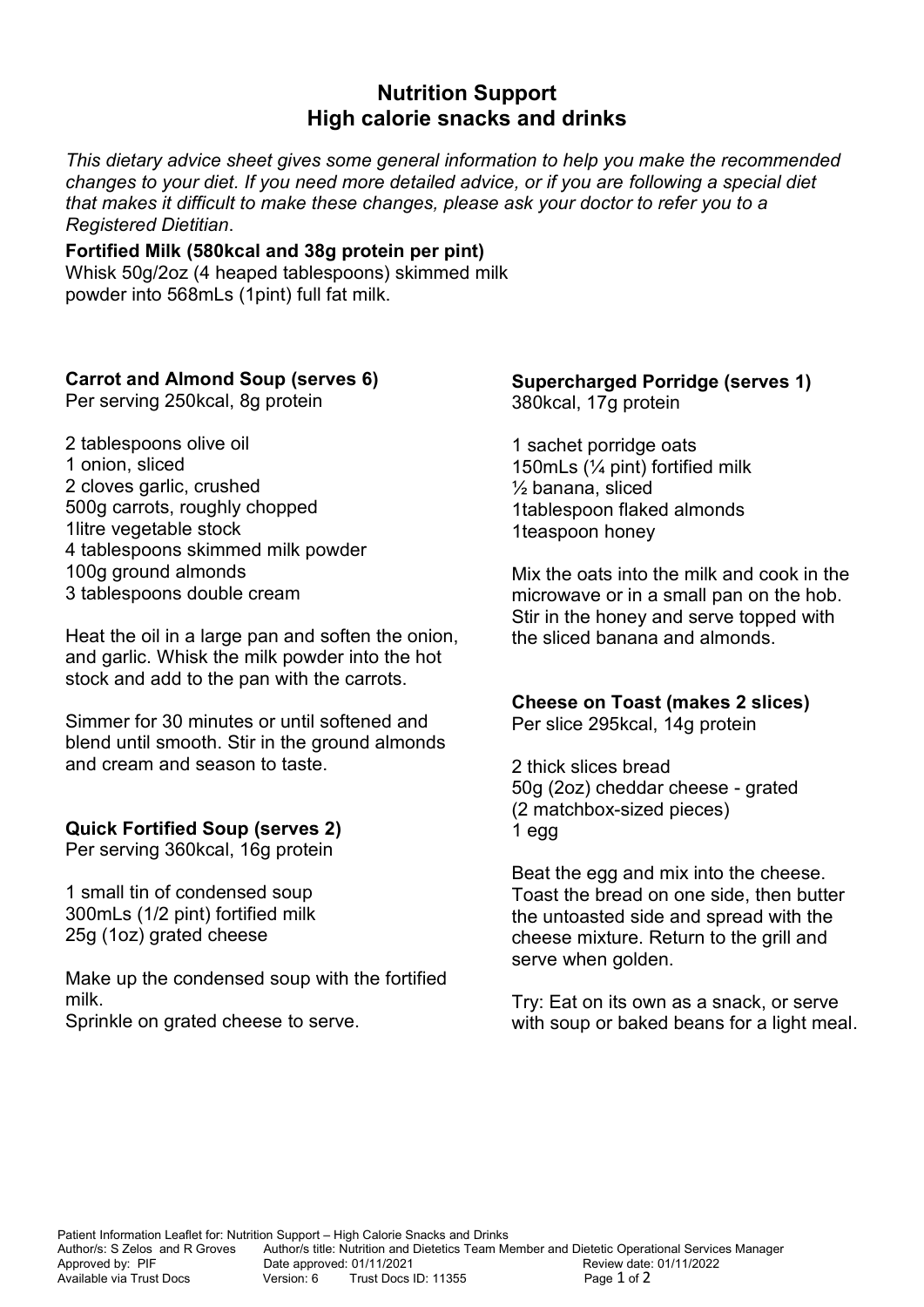# Nutrition Support
## High calorie snacks and drinks

*This dietary advice sheet gives some general information to help you make the recommended changes to your diet. If you need more detailed advice, or if you are following a special diet that makes it difficult to make these changes, please ask your doctor to refer you to a Registered Dietitian*.

**Fortified Milk (580kcal and 38g protein per pint)**
Whisk 50g/2oz (4 heaped tablespoons) skimmed milk powder into 568mLs (1pint) full fat milk.

**Carrot and Almond Soup (serves 6)**
Per serving 250kcal, 8g protein

2 tablespoons olive oil
1 onion, sliced
2 cloves garlic, crushed
500g carrots, roughly chopped
1litre vegetable stock
4 tablespoons skimmed milk powder
100g ground almonds
3 tablespoons double cream

Heat the oil in a large pan and soften the onion, and garlic. Whisk the milk powder into the hot stock and add to the pan with the carrots.

Simmer for 30 minutes or until softened and blend until smooth. Stir in the ground almonds and cream and season to taste.

**Quick Fortified Soup (serves 2)**
Per serving 360kcal, 16g protein

1 small tin of condensed soup
300mLs (1/2 pint) fortified milk
25g (1oz) grated cheese

Make up the condensed soup with the fortified milk.
Sprinkle on grated cheese to serve.

**Supercharged Porridge (serves 1)**
380kcal, 17g protein

1 sachet porridge oats
150mLs (¼ pint) fortified milk
½ banana, sliced
1tablespoon flaked almonds
1teaspoon honey

Mix the oats into the milk and cook in the microwave or in a small pan on the hob. Stir in the honey and serve topped with the sliced banana and almonds.

**Cheese on Toast (makes 2 slices)**
Per slice 295kcal, 14g protein

2 thick slices bread
50g (2oz) cheddar cheese - grated
(2 matchbox-sized pieces)
1 egg

Beat the egg and mix into the cheese. Toast the bread on one side, then butter the untoasted side and spread with the cheese mixture. Return to the grill and serve when golden.

Try: Eat on its own as a snack, or serve with soup or baked beans for a light meal.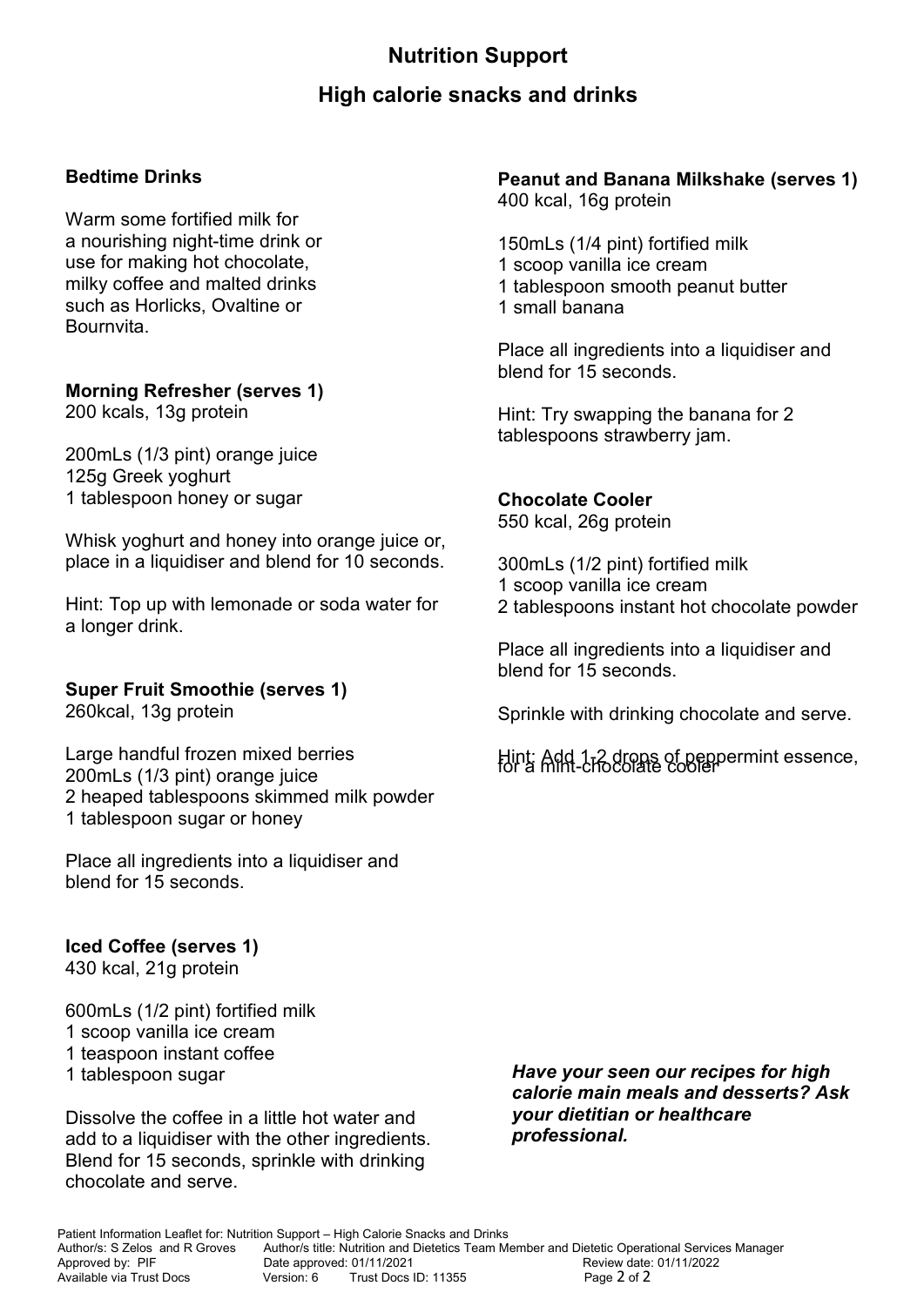# Nutrition Support

## High calorie snacks and drinks

### Bedtime Drinks

Warm some fortified milk for a nourishing night-time drink or use for making hot chocolate, milky coffee and malted drinks such as Horlicks, Ovaltine or Bournvita.

### Morning Refresher (serves 1)

200 kcals, 13g protein

200mLs (1/3 pint) orange juice
125g Greek yoghurt
1 tablespoon honey or sugar

Whisk yoghurt and honey into orange juice or, place in a liquidiser and blend for 10 seconds.

Hint: Top up with lemonade or soda water for a longer drink.

### Super Fruit Smoothie (serves 1)

260kcal, 13g protein

Large handful frozen mixed berries
200mLs (1/3 pint) orange juice
2 heaped tablespoons skimmed milk powder
1 tablespoon sugar or honey

Place all ingredients into a liquidiser and blend for 15 seconds.

### Iced Coffee (serves 1)

430 kcal, 21g protein

600mLs (1/2 pint) fortified milk
1 scoop vanilla ice cream
1 teaspoon instant coffee
1 tablespoon sugar

Dissolve the coffee in a little hot water and add to a liquidiser with the other ingredients. Blend for 15 seconds, sprinkle with drinking chocolate and serve.

### Peanut and Banana Milkshake (serves 1)

400 kcal, 16g protein

150mLs (1/4 pint) fortified milk
1 scoop vanilla ice cream
1 tablespoon smooth peanut butter
1 small banana

Place all ingredients into a liquidiser and blend for 15 seconds.

Hint: Try swapping the banana for 2 tablespoons strawberry jam.

### Chocolate Cooler

550 kcal, 26g protein

300mLs (1/2 pint) fortified milk
1 scoop vanilla ice cream
2 tablespoons instant hot chocolate powder

Place all ingredients into a liquidiser and blend for 15 seconds.

Sprinkle with drinking chocolate and serve.

Hint: Add 1-2 drops of peppermint essence, for a mint-chocolate cooler

***Have your seen our recipes for high calorie main meals and desserts? Ask your dietitian or healthcare professional.***

Patient Information Leaflet for: Nutrition Support – High Calorie Snacks and Drinks
Author/s: S Zelos and R Groves Author/s title: Nutrition and Dietetics Team Member and Dietetic Operational Services Manager
Approved by: PIF Date approved: 01/11/2021 Review date: 01/11/2022
Available via Trust Docs Version: 6 Trust Docs ID: 11355